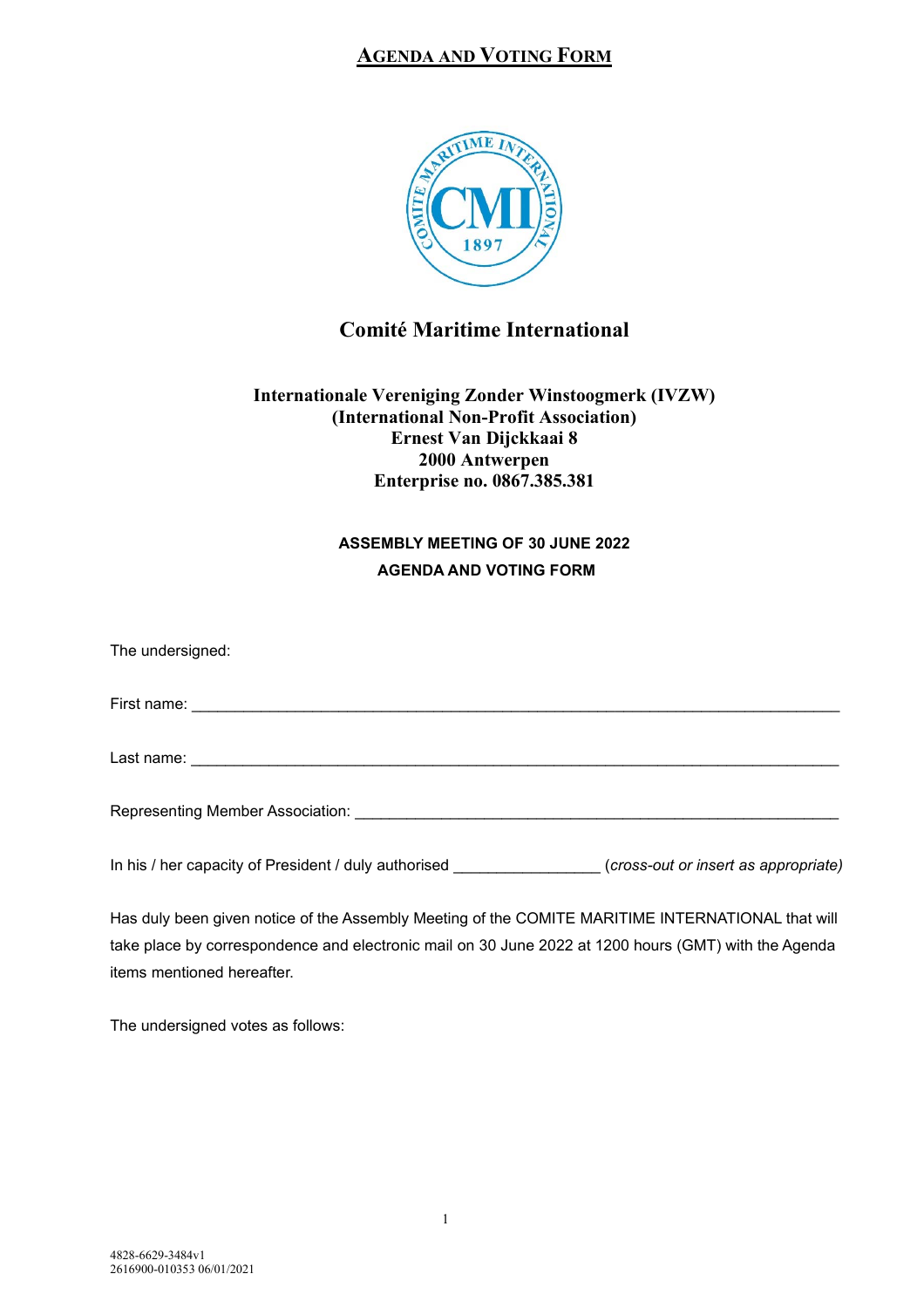# AGENDA AND VOTING FORM

## Comité Maritime International

**Internationale Vereniging Zonder Winstoogmerk (IVZW)**
**(International Non-Profit Association)**
**Ernest Van Dijckkaai 8**
**2000 Antwerpen**
**Enterprise no. 0867.385.381**

**ASSEMBLY MEETING OF 30 JUNE 2022**

**AGENDA AND VOTING FORM**

The undersigned:

First name: ____________________________________________________________________________

Last name: ____________________________________________________________________________

Representing Member Association: ___________________________________________________________

In his / her capacity of President / duly authorised ________________ (*cross-out or insert as appropriate)*

Has duly been given notice of the Assembly Meeting of the COMITE MARITIME INTERNATIONAL that will take place by correspondence and electronic mail on 30 June 2022 at 1200 hours (GMT) with the Agenda items mentioned hereafter.

The undersigned votes as follows:

4828-6629-3484v1
2616900-010353 06/01/2021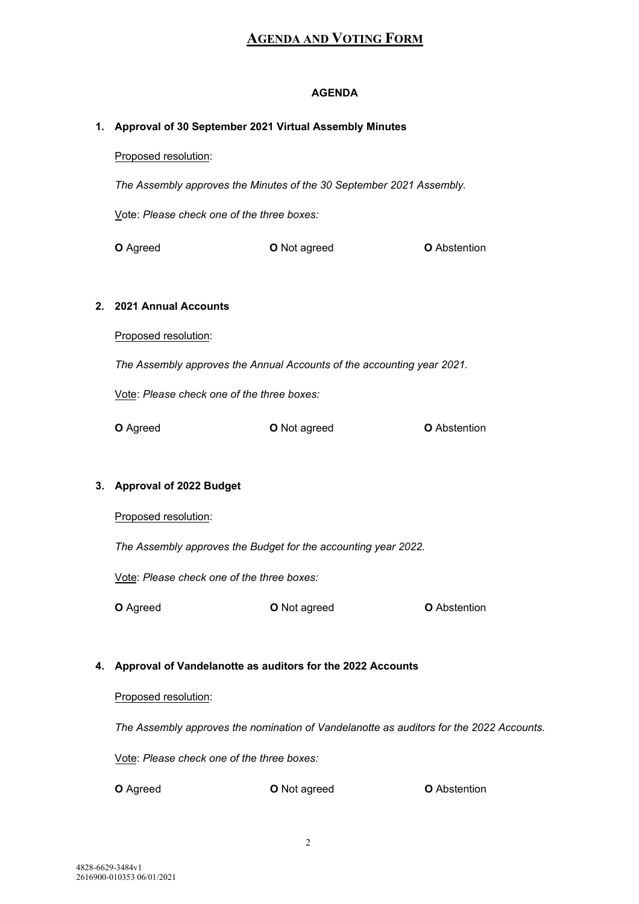# AGENDA AND VOTING FORM

**AGENDA**

**1. Approval of 30 September 2021 Virtual Assembly Minutes**

Proposed resolution:

*The Assembly approves the Minutes of the 30 September 2021 Assembly.*

Vote: *Please check one of the three boxes:*

**O** Agreed **O** Not agreed **O** Abstention

**2. 2021 Annual Accounts**

Proposed resolution:

*The Assembly approves the Annual Accounts of the accounting year 2021.*

Vote: *Please check one of the three boxes:*

**O** Agreed **O** Not agreed **O** Abstention

**3. Approval of 2022 Budget**

Proposed resolution:

*The Assembly approves the Budget for the accounting year 2022.*

Vote: *Please check one of the three boxes:*

**O** Agreed **O** Not agreed **O** Abstention

**4. Approval of Vandelanotte as auditors for the 2022 Accounts**

Proposed resolution:

*The Assembly approves the nomination of Vandelanotte as auditors for the 2022 Accounts.*

Vote: *Please check one of the three boxes:*

**O** Agreed **O** Not agreed **O** Abstention

4828-6629-3484v1
2616900-010353 06/01/2021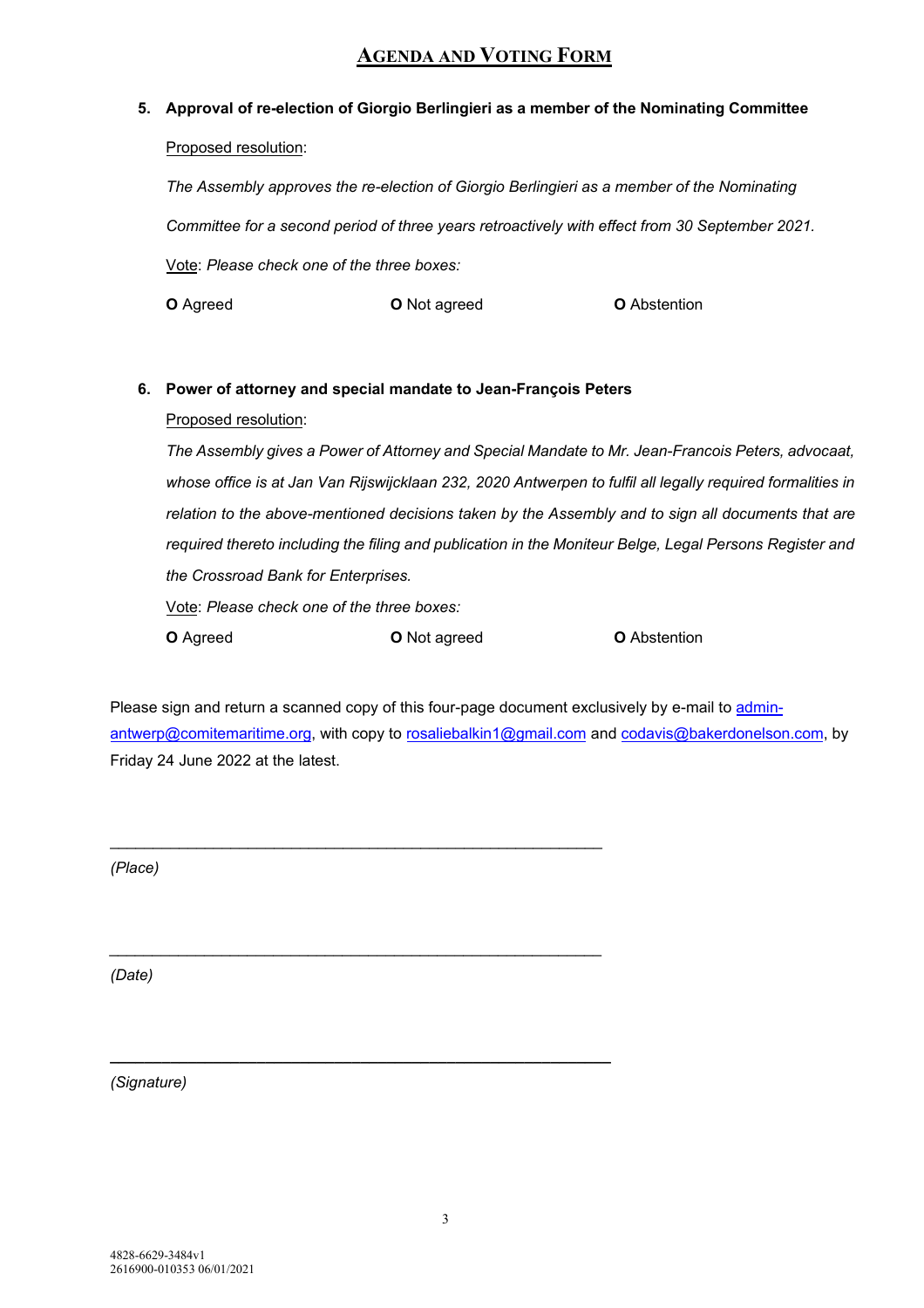## AGENDA AND VOTING FORM

5. **Approval of re-election of Giorgio Berlingieri as a member of the Nominating Committee**

   Proposed resolution:

   *The Assembly approves the re-election of Giorgio Berlingieri as a member of the Nominating Committee for a second period of three years retroactively with effect from 30 September 2021.*

   Vote: *Please check one of the three boxes:*

   **O** Agreed &nbsp;&nbsp;&nbsp;&nbsp; **O** Not agreed &nbsp;&nbsp;&nbsp;&nbsp; **O** Abstention

6. **Power of attorney and special mandate to Jean-François Peters**

   Proposed resolution:

   *The Assembly gives a Power of Attorney and Special Mandate to Mr. Jean-Francois Peters, advocaat, whose office is at Jan Van Rijswijcklaan 232, 2020 Antwerpen to fulfil all legally required formalities in relation to the above-mentioned decisions taken by the Assembly and to sign all documents that are required thereto including the filing and publication in the Moniteur Belge, Legal Persons Register and the Crossroad Bank for Enterprises.*

   Vote: *Please check one of the three boxes:*

   **O** Agreed &nbsp;&nbsp;&nbsp;&nbsp; **O** Not agreed &nbsp;&nbsp;&nbsp;&nbsp; **O** Abstention

Please sign and return a scanned copy of this four-page document exclusively by e-mail to admin-antwerp@comitemaritime.org, with copy to rosaliebalkin1@gmail.com and codavis@bakerdonelson.com, by Friday 24 June 2022 at the latest.

\_\_\_\_\_\_\_\_\_\_\_\_\_\_\_\_\_\_\_\_\_\_\_\_\_\_\_\_\_\_\_\_\_\_\_\_\_\_\_\_\_\_\_\_\_\_\_\_

*(Place)*

\_\_\_\_\_\_\_\_\_\_\_\_\_\_\_\_\_\_\_\_\_\_\_\_\_\_\_\_\_\_\_\_\_\_\_\_\_\_\_\_\_\_\_\_\_\_\_\_

*(Date)*

\_\_\_\_\_\_\_\_\_\_\_\_\_\_\_\_\_\_\_\_\_\_\_\_\_\_\_\_\_\_\_\_\_\_\_\_\_\_\_\_\_\_\_\_\_\_\_\_

*(Signature)*

4828-6629-3484v1
2616900-010353 06/01/2021